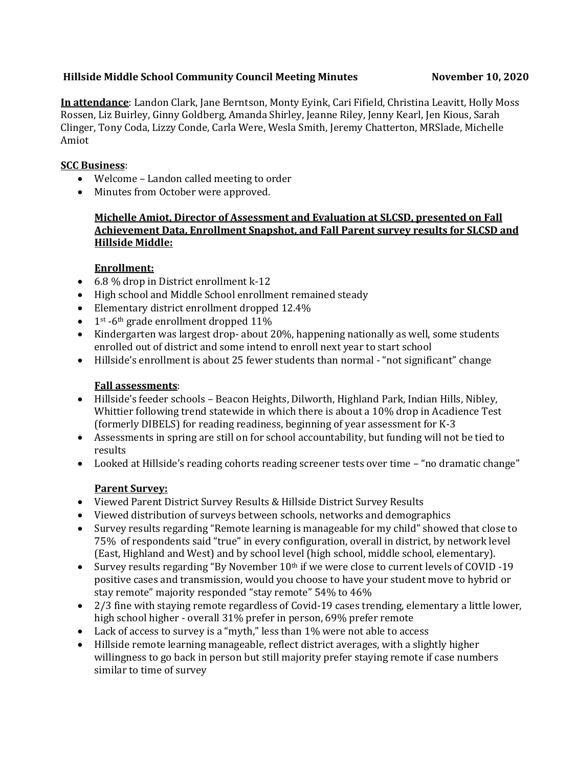**Hillside Middle School Community Council Meeting Minutes** **November 10, 2020**

**In attendance**: Landon Clark, Jane Berntson, Monty Eyink, Cari Fifield, Christina Leavitt, Holly Moss Rossen, Liz Buirley, Ginny Goldberg, Amanda Shirley, Jeanne Riley, Jenny Kearl, Jen Kious, Sarah Clinger, Tony Coda, Lizzy Conde, Carla Were, Wesla Smith, Jeremy Chatterton, MRSlade, Michelle Amiot

**SCC Business**:

- Welcome – Landon called meeting to order
- Minutes from October were approved.

**Michelle Amiot, Director of Assessment and Evaluation at SLCSD, presented on Fall Achievement Data, Enrollment Snapshot, and Fall Parent survey results for SLCSD and Hillside Middle:**

**Enrollment:**

- 6.8 % drop in District enrollment k-12
- High school and Middle School enrollment remained steady
- Elementary district enrollment dropped 12.4%
- 1st -6th grade enrollment dropped 11%
- Kindergarten was largest drop- about 20%, happening nationally as well, some students enrolled out of district and some intend to enroll next year to start school
- Hillside's enrollment is about 25 fewer students than normal - "not significant" change

**Fall assessments**:

- Hillside's feeder schools – Beacon Heights, Dilworth, Highland Park, Indian Hills, Nibley, Whittier following trend statewide in which there is about a 10% drop in Acadience Test (formerly DIBELS) for reading readiness, beginning of year assessment for K-3
- Assessments in spring are still on for school accountability, but funding will not be tied to results
- Looked at Hillside's reading cohorts reading screener tests over time – "no dramatic change"

**Parent Survey:**

- Viewed Parent District Survey Results & Hillside District Survey Results
- Viewed distribution of surveys between schools, networks and demographics
- Survey results regarding "Remote learning is manageable for my child" showed that close to 75% of respondents said "true" in every configuration, overall in district, by network level (East, Highland and West) and by school level (high school, middle school, elementary).
- Survey results regarding "By November 10th if we were close to current levels of COVID -19 positive cases and transmission, would you choose to have your student move to hybrid or stay remote" majority responded "stay remote" 54% to 46%
- 2/3 fine with staying remote regardless of Covid-19 cases trending, elementary a little lower, high school higher - overall 31% prefer in person, 69% prefer remote
- Lack of access to survey is a "myth," less than 1% were not able to access
- Hillside remote learning manageable, reflect district averages, with a slightly higher willingness to go back in person but still majority prefer staying remote if case numbers similar to time of survey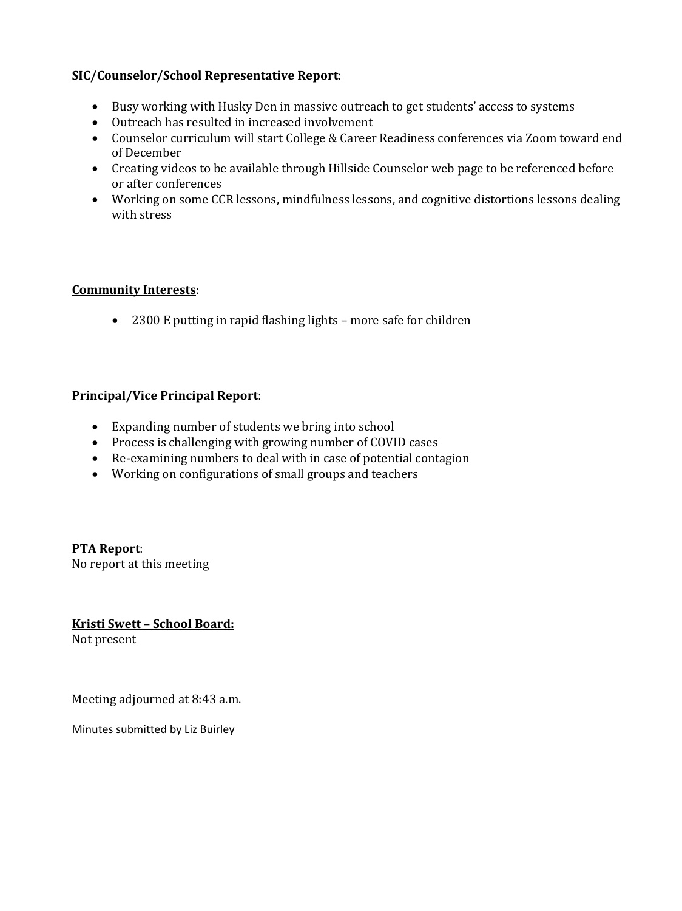**SIC/Counselor/School Representative Report**:

- Busy working with Husky Den in massive outreach to get students' access to systems
- Outreach has resulted in increased involvement
- Counselor curriculum will start College & Career Readiness conferences via Zoom toward end of December
- Creating videos to be available through Hillside Counselor web page to be referenced before or after conferences
- Working on some CCR lessons, mindfulness lessons, and cognitive distortions lessons dealing with stress

**Community Interests**:

- 2300 E putting in rapid flashing lights – more safe for children

**Principal/Vice Principal Report**:

- Expanding number of students we bring into school
- Process is challenging with growing number of COVID cases
- Re-examining numbers to deal with in case of potential contagion
- Working on configurations of small groups and teachers

**PTA Report**:
No report at this meeting

**Kristi Swett – School Board:**
Not present

Meeting adjourned at 8:43 a.m.

Minutes submitted by Liz Buirley